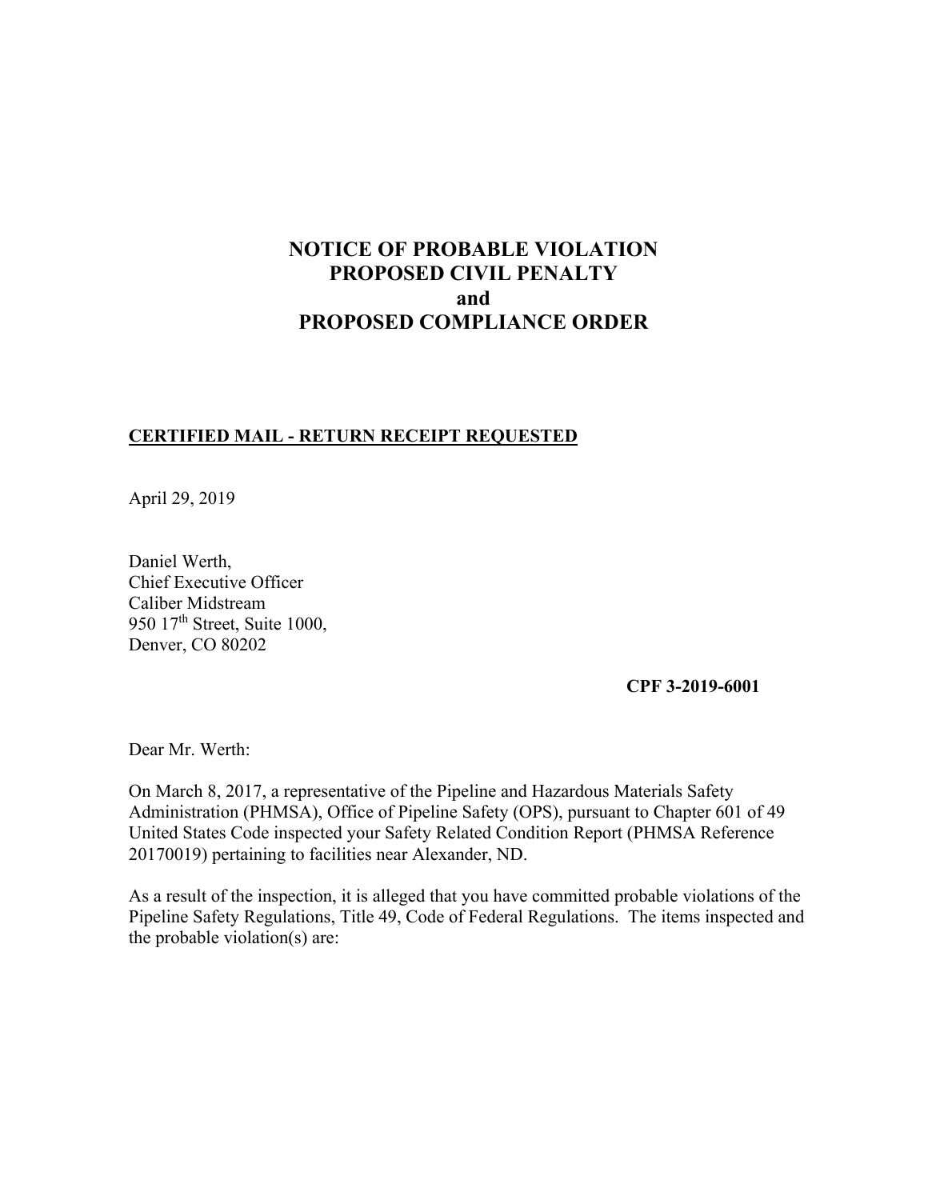# NOTICE OF PROBABLE VIOLATION
# PROPOSED CIVIL PENALTY
# and
# PROPOSED COMPLIANCE ORDER

**CERTIFIED MAIL - RETURN RECEIPT REQUESTED**

April 29, 2019

Daniel Werth,
Chief Executive Officer
Caliber Midstream
950 17th Street, Suite 1000,
Denver, CO 80202

**CPF 3-2019-6001**

Dear Mr. Werth:

On March 8, 2017, a representative of the Pipeline and Hazardous Materials Safety Administration (PHMSA), Office of Pipeline Safety (OPS), pursuant to Chapter 601 of 49 United States Code inspected your Safety Related Condition Report (PHMSA Reference 20170019) pertaining to facilities near Alexander, ND.

As a result of the inspection, it is alleged that you have committed probable violations of the Pipeline Safety Regulations, Title 49, Code of Federal Regulations. The items inspected and the probable violation(s) are: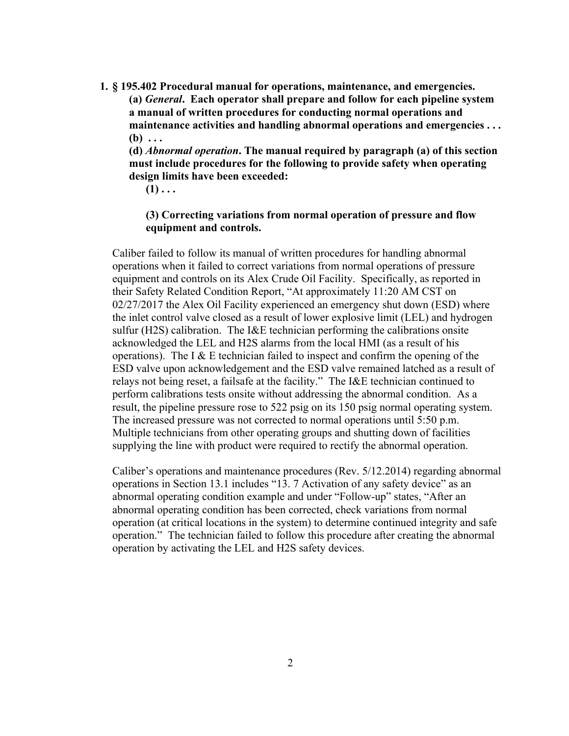1. **§ 195.402 Procedural manual for operations, maintenance, and emergencies.**
   **(a) *General*. Each operator shall prepare and follow for each pipeline system a manual of written procedures for conducting normal operations and maintenance activities and handling abnormal operations and emergencies . . .**
   **(b) . . .**
   **(d) *Abnormal operation*. The manual required by paragraph (a) of this section must include procedures for the following to provide safety when operating design limits have been exceeded:**
   **(1) . . .**

   **(3) Correcting variations from normal operation of pressure and flow equipment and controls.**

   Caliber failed to follow its manual of written procedures for handling abnormal operations when it failed to correct variations from normal operations of pressure equipment and controls on its Alex Crude Oil Facility. Specifically, as reported in their Safety Related Condition Report, "At approximately 11:20 AM CST on 02/27/2017 the Alex Oil Facility experienced an emergency shut down (ESD) where the inlet control valve closed as a result of lower explosive limit (LEL) and hydrogen sulfur ($H_2S$) calibration. The I&E technician performing the calibrations onsite acknowledged the LEL and $H_2S$ alarms from the local HMI (as a result of his operations). The I & E technician failed to inspect and confirm the opening of the ESD valve upon acknowledgement and the ESD valve remained latched as a result of relays not being reset, a failsafe at the facility." The I&E technician continued to perform calibrations tests onsite without addressing the abnormal condition. As a result, the pipeline pressure rose to 522 psig on its 150 psig normal operating system. The increased pressure was not corrected to normal operations until 5:50 p.m. Multiple technicians from other operating groups and shutting down of facilities supplying the line with product were required to rectify the abnormal operation.

   Caliber's operations and maintenance procedures (Rev. 5/12.2014) regarding abnormal operations in Section 13.1 includes "13. 7 Activation of any safety device" as an abnormal operating condition example and under "Follow-up" states, "After an abnormal operating condition has been corrected, check variations from normal operation (at critical locations in the system) to determine continued integrity and safe operation." The technician failed to follow this procedure after creating the abnormal operation by activating the LEL and $H_2S$ safety devices.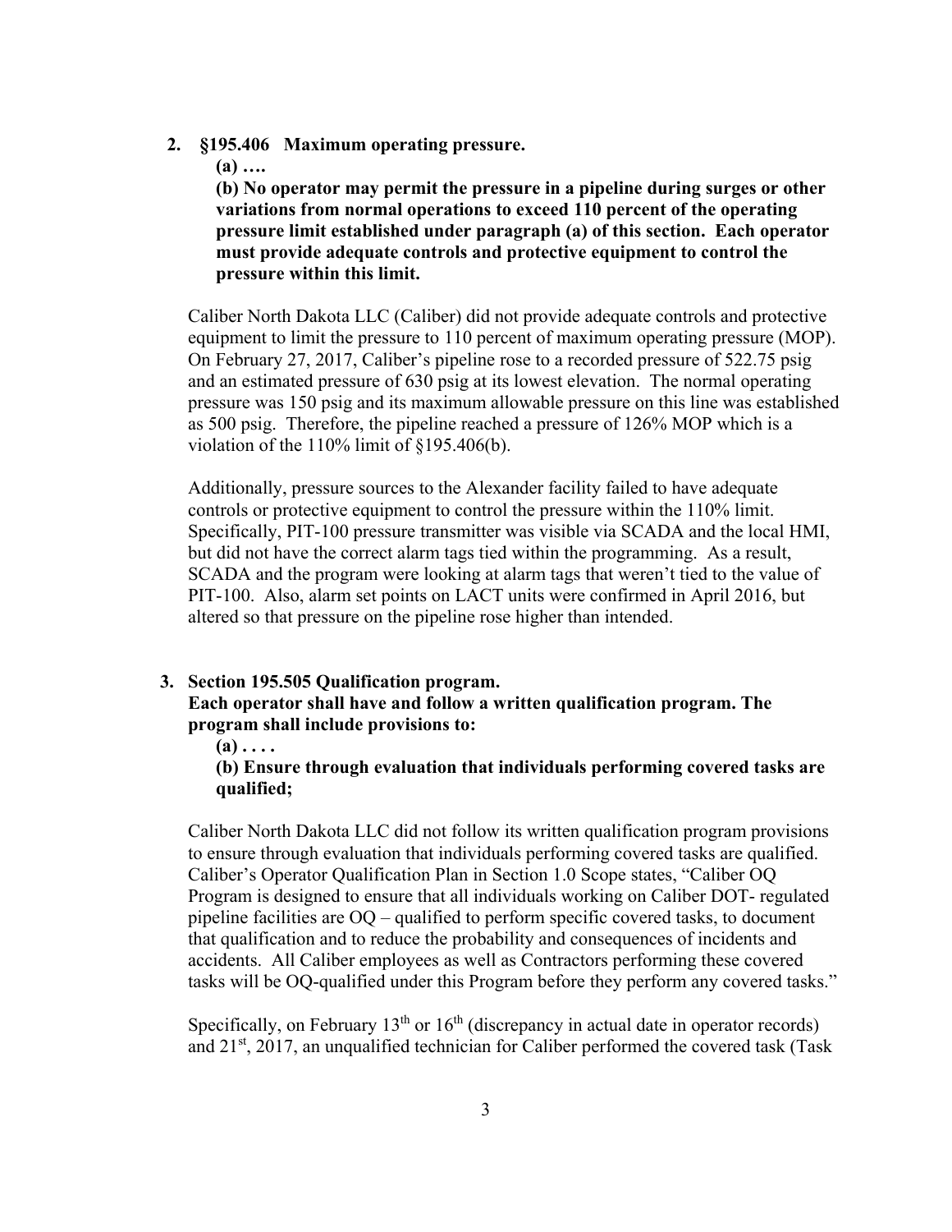2. **§195.406 Maximum operating pressure.**

   **(a) ….**

   **(b) No operator may permit the pressure in a pipeline during surges or other variations from normal operations to exceed 110 percent of the operating pressure limit established under paragraph (a) of this section. Each operator must provide adequate controls and protective equipment to control the pressure within this limit.**

   Caliber North Dakota LLC (Caliber) did not provide adequate controls and protective equipment to limit the pressure to 110 percent of maximum operating pressure (MOP). On February 27, 2017, Caliber's pipeline rose to a recorded pressure of 522.75 psig and an estimated pressure of 630 psig at its lowest elevation. The normal operating pressure was 150 psig and its maximum allowable pressure on this line was established as 500 psig. Therefore, the pipeline reached a pressure of 126% MOP which is a violation of the 110% limit of §195.406(b).

   Additionally, pressure sources to the Alexander facility failed to have adequate controls or protective equipment to control the pressure within the 110% limit. Specifically, PIT-100 pressure transmitter was visible via SCADA and the local HMI, but did not have the correct alarm tags tied within the programming. As a result, SCADA and the program were looking at alarm tags that weren't tied to the value of PIT-100. Also, alarm set points on LACT units were confirmed in April 2016, but altered so that pressure on the pipeline rose higher than intended.

3. **Section 195.505 Qualification program.**
   **Each operator shall have and follow a written qualification program. The program shall include provisions to:**

   **(a) . . . .**

   **(b) Ensure through evaluation that individuals performing covered tasks are qualified;**

   Caliber North Dakota LLC did not follow its written qualification program provisions to ensure through evaluation that individuals performing covered tasks are qualified. Caliber's Operator Qualification Plan in Section 1.0 Scope states, "Caliber OQ Program is designed to ensure that all individuals working on Caliber DOT- regulated pipeline facilities are OQ – qualified to perform specific covered tasks, to document that qualification and to reduce the probability and consequences of incidents and accidents. All Caliber employees as well as Contractors performing these covered tasks will be OQ-qualified under this Program before they perform any covered tasks."

   Specifically, on February 13th or 16th (discrepancy in actual date in operator records) and 21st, 2017, an unqualified technician for Caliber performed the covered task (Task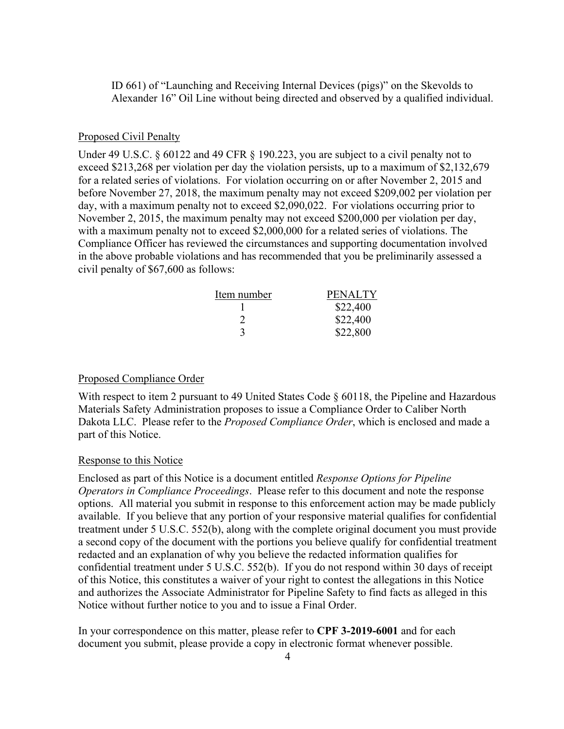ID 661) of "Launching and Receiving Internal Devices (pigs)" on the Skevolds to Alexander 16" Oil Line without being directed and observed by a qualified individual.

Proposed Civil Penalty

Under 49 U.S.C. § 60122 and 49 CFR § 190.223, you are subject to a civil penalty not to exceed $213,268 per violation per day the violation persists, up to a maximum of $2,132,679 for a related series of violations. For violation occurring on or after November 2, 2015 and before November 27, 2018, the maximum penalty may not exceed $209,002 per violation per day, with a maximum penalty not to exceed $2,090,022. For violations occurring prior to November 2, 2015, the maximum penalty may not exceed $200,000 per violation per day, with a maximum penalty not to exceed $2,000,000 for a related series of violations. The Compliance Officer has reviewed the circumstances and supporting documentation involved in the above probable violations and has recommended that you be preliminarily assessed a civil penalty of $67,600 as follows:

| Item number | PENALTY |
|---|---|
| 1 | $22,400 |
| 2 | $22,400 |
| 3 | $22,800 |

Proposed Compliance Order

With respect to item 2 pursuant to 49 United States Code § 60118, the Pipeline and Hazardous Materials Safety Administration proposes to issue a Compliance Order to Caliber North Dakota LLC. Please refer to the *Proposed Compliance Order*, which is enclosed and made a part of this Notice.

Response to this Notice

Enclosed as part of this Notice is a document entitled *Response Options for Pipeline Operators in Compliance Proceedings*. Please refer to this document and note the response options. All material you submit in response to this enforcement action may be made publicly available. If you believe that any portion of your responsive material qualifies for confidential treatment under 5 U.S.C. 552(b), along with the complete original document you must provide a second copy of the document with the portions you believe qualify for confidential treatment redacted and an explanation of why you believe the redacted information qualifies for confidential treatment under 5 U.S.C. 552(b). If you do not respond within 30 days of receipt of this Notice, this constitutes a waiver of your right to contest the allegations in this Notice and authorizes the Associate Administrator for Pipeline Safety to find facts as alleged in this Notice without further notice to you and to issue a Final Order.

In your correspondence on this matter, please refer to **CPF 3-2019-6001** and for each document you submit, please provide a copy in electronic format whenever possible.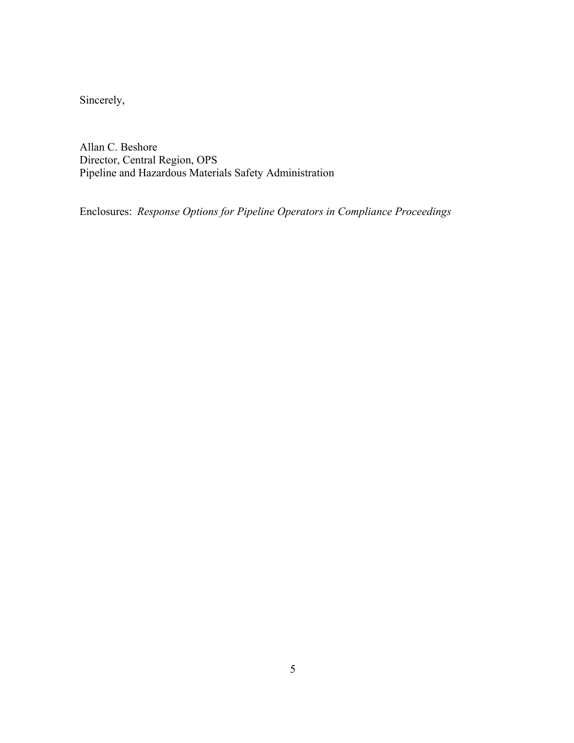Sincerely,

Allan C. Beshore
Director, Central Region, OPS
Pipeline and Hazardous Materials Safety Administration

Enclosures: *Response Options for Pipeline Operators in Compliance Proceedings*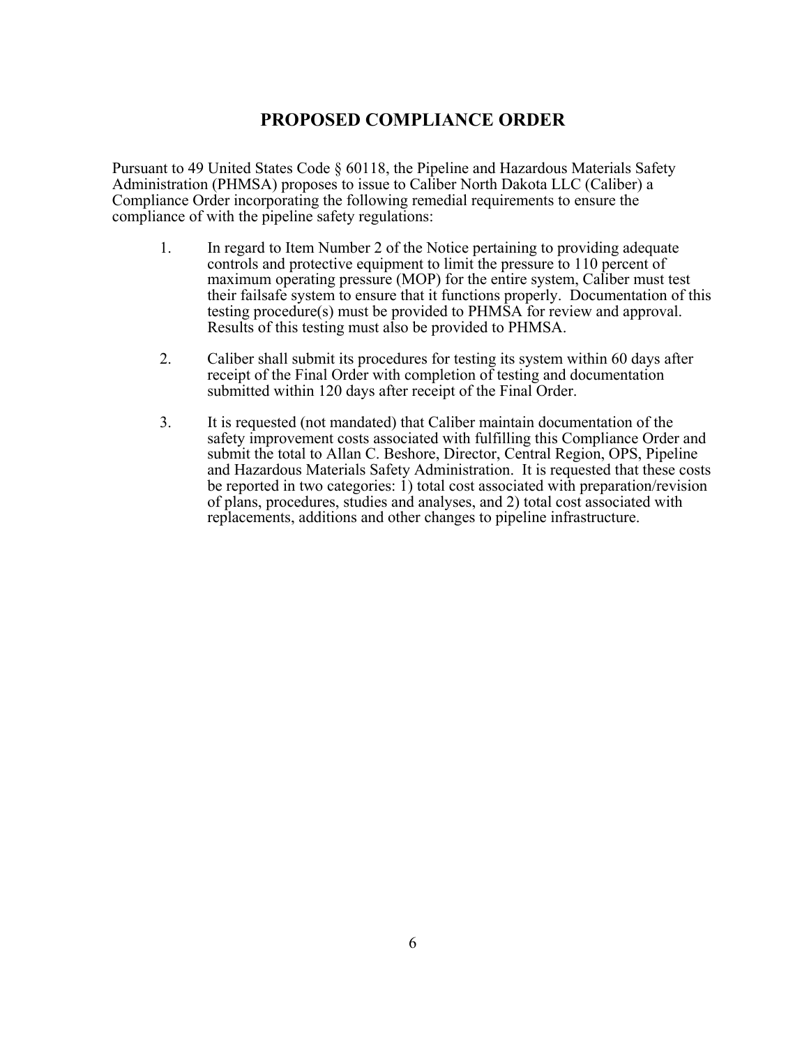# PROPOSED COMPLIANCE ORDER

Pursuant to 49 United States Code § 60118, the Pipeline and Hazardous Materials Safety Administration (PHMSA) proposes to issue to Caliber North Dakota LLC (Caliber) a Compliance Order incorporating the following remedial requirements to ensure the compliance of with the pipeline safety regulations:

1. In regard to Item Number 2 of the Notice pertaining to providing adequate controls and protective equipment to limit the pressure to 110 percent of maximum operating pressure (MOP) for the entire system, Caliber must test their failsafe system to ensure that it functions properly. Documentation of this testing procedure(s) must be provided to PHMSA for review and approval. Results of this testing must also be provided to PHMSA.

2. Caliber shall submit its procedures for testing its system within 60 days after receipt of the Final Order with completion of testing and documentation submitted within 120 days after receipt of the Final Order.

3. It is requested (not mandated) that Caliber maintain documentation of the safety improvement costs associated with fulfilling this Compliance Order and submit the total to Allan C. Beshore, Director, Central Region, OPS, Pipeline and Hazardous Materials Safety Administration. It is requested that these costs be reported in two categories: 1) total cost associated with preparation/revision of plans, procedures, studies and analyses, and 2) total cost associated with replacements, additions and other changes to pipeline infrastructure.